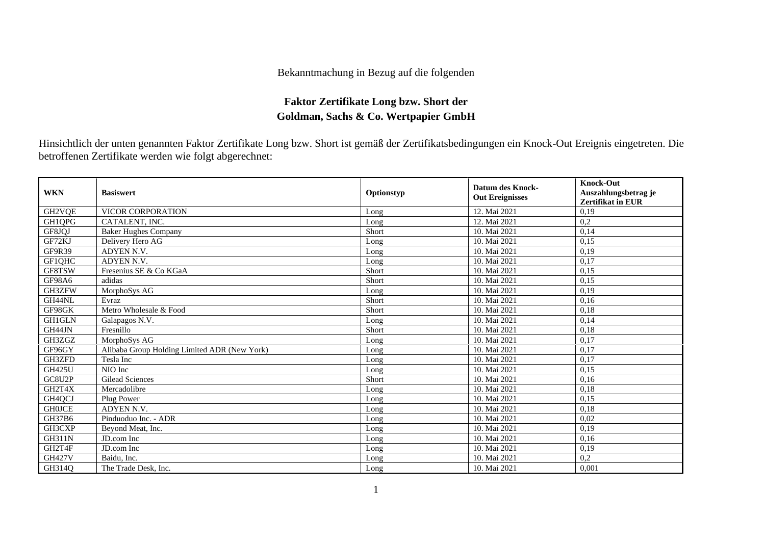Bekanntmachung in Bezug auf die folgenden

**Faktor Zertifikate Long bzw. Short der**
**Goldman, Sachs & Co. Wertpapier GmbH**

Hinsichtlich der unten genannten Faktor Zertifikate Long bzw. Short ist gemäß der Zertifikatsbedingungen ein Knock-Out Ereignis eingetreten. Die betroffenen Zertifikate werden wie folgt abgerechnet:

| WKN | Basiswert | Optionstyp | Datum des Knock-Out Ereignisses | Knock-Out Auszahlungsbetrag je Zertifikat in EUR |
|---|---|---|---|---|
| GH2VQE | VICOR CORPORATION | Long | 12. Mai 2021 | 0,19 |
| GH1QPG | CATALENT, INC. | Long | 12. Mai 2021 | 0,2 |
| GF8JQJ | Baker Hughes Company | Short | 10. Mai 2021 | 0,14 |
| GF72KJ | Delivery Hero AG | Long | 10. Mai 2021 | 0,15 |
| GF9R39 | ADYEN N.V. | Long | 10. Mai 2021 | 0,19 |
| GF1QHC | ADYEN N.V. | Long | 10. Mai 2021 | 0,17 |
| GF8TSW | Fresenius SE & Co KGaA | Short | 10. Mai 2021 | 0,15 |
| GF98A6 | adidas | Short | 10. Mai 2021 | 0,15 |
| GH3ZFW | MorphoSys AG | Long | 10. Mai 2021 | 0,19 |
| GH44NL | Evraz | Short | 10. Mai 2021 | 0,16 |
| GF98GK | Metro Wholesale & Food | Short | 10. Mai 2021 | 0,18 |
| GH1GLN | Galapagos N.V. | Long | 10. Mai 2021 | 0,14 |
| GH44JN | Fresnillo | Short | 10. Mai 2021 | 0,18 |
| GH3ZGZ | MorphoSys AG | Long | 10. Mai 2021 | 0,17 |
| GF96GY | Alibaba Group Holding Limited ADR (New York) | Long | 10. Mai 2021 | 0,17 |
| GH3ZFD | Tesla Inc | Long | 10. Mai 2021 | 0,17 |
| GH425U | NIO Inc | Long | 10. Mai 2021 | 0,15 |
| GC8U2P | Gilead Sciences | Short | 10. Mai 2021 | 0,16 |
| GH2T4X | Mercadolibre | Long | 10. Mai 2021 | 0,18 |
| GH4QCJ | Plug Power | Long | 10. Mai 2021 | 0,15 |
| GH0JCE | ADYEN N.V. | Long | 10. Mai 2021 | 0,18 |
| GH37B6 | Pinduoduo Inc. - ADR | Long | 10. Mai 2021 | 0,02 |
| GH3CXP | Beyond Meat, Inc. | Long | 10. Mai 2021 | 0,19 |
| GH311N | JD.com Inc | Long | 10. Mai 2021 | 0,16 |
| GH2T4F | JD.com Inc | Long | 10. Mai 2021 | 0,19 |
| GH427V | Baidu, Inc. | Long | 10. Mai 2021 | 0,2 |
| GH314Q | The Trade Desk, Inc. | Long | 10. Mai 2021 | 0,001 |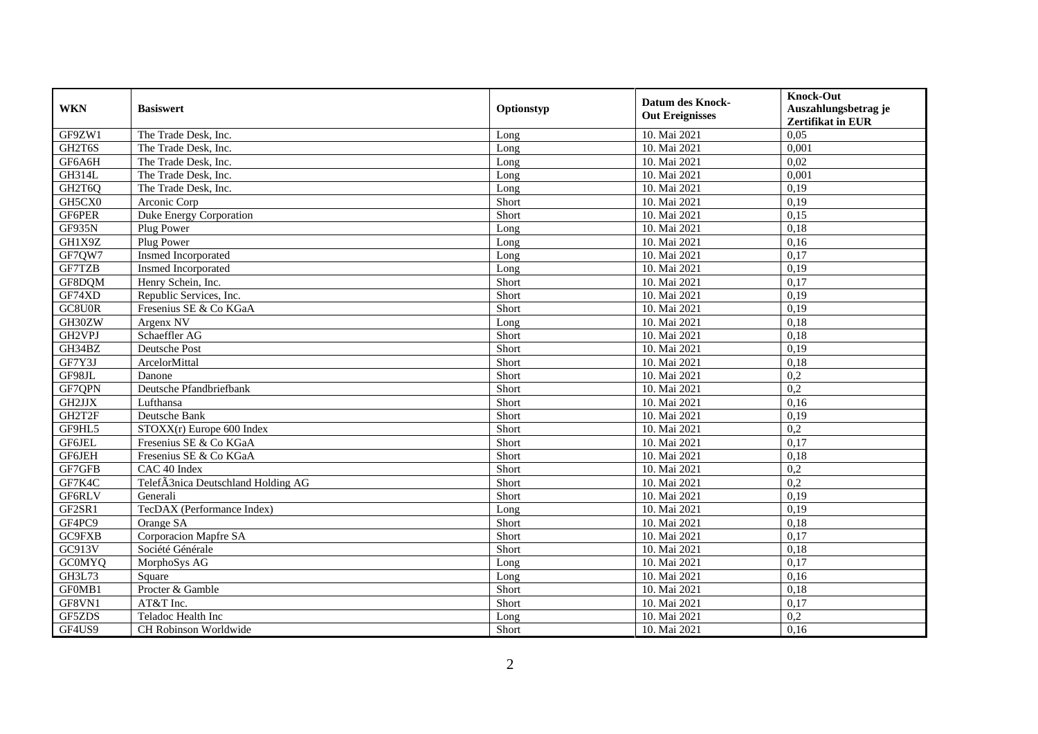| WKN | Basiswert | Optionstyp | Datum des Knock-Out Ereignisses | Knock-Out Auszahlungsbetrag je Zertifikat in EUR |
|---|---|---|---|---|
| GF9ZW1 | The Trade Desk, Inc. | Long | 10. Mai 2021 | 0,05 |
| GH2T6S | The Trade Desk, Inc. | Long | 10. Mai 2021 | 0,001 |
| GF6A6H | The Trade Desk, Inc. | Long | 10. Mai 2021 | 0,02 |
| GH314L | The Trade Desk, Inc. | Long | 10. Mai 2021 | 0,001 |
| GH2T6Q | The Trade Desk, Inc. | Long | 10. Mai 2021 | 0,19 |
| GH5CX0 | Arconic Corp | Short | 10. Mai 2021 | 0,19 |
| GF6PER | Duke Energy Corporation | Short | 10. Mai 2021 | 0,15 |
| GF935N | Plug Power | Long | 10. Mai 2021 | 0,18 |
| GH1X9Z | Plug Power | Long | 10. Mai 2021 | 0,16 |
| GF7QW7 | Insmed Incorporated | Long | 10. Mai 2021 | 0,17 |
| GF7TZB | Insmed Incorporated | Long | 10. Mai 2021 | 0,19 |
| GF8DQM | Henry Schein, Inc. | Short | 10. Mai 2021 | 0,17 |
| GF74XD | Republic Services, Inc. | Short | 10. Mai 2021 | 0,19 |
| GC8U0R | Fresenius SE & Co KGaA | Short | 10. Mai 2021 | 0,19 |
| GH30ZW | Argenx NV | Long | 10. Mai 2021 | 0,18 |
| GH2VPJ | Schaeffler AG | Short | 10. Mai 2021 | 0,18 |
| GH34BZ | Deutsche Post | Short | 10. Mai 2021 | 0,19 |
| GF7Y3J | ArcelorMittal | Short | 10. Mai 2021 | 0,18 |
| GF98JL | Danone | Short | 10. Mai 2021 | 0,2 |
| GF7QPN | Deutsche Pfandbriefbank | Short | 10. Mai 2021 | 0,2 |
| GH2JJX | Lufthansa | Short | 10. Mai 2021 | 0,16 |
| GH2T2F | Deutsche Bank | Short | 10. Mai 2021 | 0,19 |
| GF9HL5 | STOXX(r) Europe 600 Index | Short | 10. Mai 2021 | 0,2 |
| GF6JEL | Fresenius SE & Co KGaA | Short | 10. Mai 2021 | 0,17 |
| GF6JEH | Fresenius SE & Co KGaA | Short | 10. Mai 2021 | 0,18 |
| GF7GFB | CAC 40 Index | Short | 10. Mai 2021 | 0,2 |
| GF7K4C | TelefÃ3nica Deutschland Holding AG | Short | 10. Mai 2021 | 0,2 |
| GF6RLV | Generali | Short | 10. Mai 2021 | 0,19 |
| GF2SR1 | TecDAX (Performance Index) | Long | 10. Mai 2021 | 0,19 |
| GF4PC9 | Orange SA | Short | 10. Mai 2021 | 0,18 |
| GC9FXB | Corporacion Mapfre SA | Short | 10. Mai 2021 | 0,17 |
| GC913V | Société Générale | Short | 10. Mai 2021 | 0,18 |
| GC0MYQ | MorphoSys AG | Long | 10. Mai 2021 | 0,17 |
| GH3L73 | Square | Long | 10. Mai 2021 | 0,16 |
| GF0MB1 | Procter & Gamble | Short | 10. Mai 2021 | 0,18 |
| GF8VN1 | AT&T Inc. | Short | 10. Mai 2021 | 0,17 |
| GF5ZDS | Teladoc Health Inc | Long | 10. Mai 2021 | 0,2 |
| GF4US9 | CH Robinson Worldwide | Short | 10. Mai 2021 | 0,16 |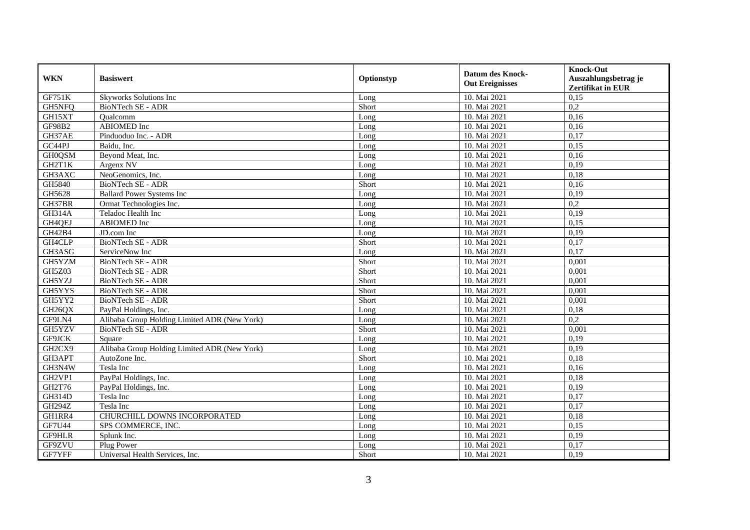| WKN | Basiswert | Optionstyp | Datum des Knock-Out Ereignisses | Knock-Out Auszahlungsbetrag je Zertifikat in EUR |
|---|---|---|---|---|
| GF751K | Skyworks Solutions Inc | Long | 10. Mai 2021 | 0,15 |
| GH5NFQ | BioNTech SE - ADR | Short | 10. Mai 2021 | 0,2 |
| GH15XT | Qualcomm | Long | 10. Mai 2021 | 0,16 |
| GF98B2 | ABIOMED Inc | Long | 10. Mai 2021 | 0,16 |
| GH37AE | Pinduoduo Inc. - ADR | Long | 10. Mai 2021 | 0,17 |
| GC44PJ | Baidu, Inc. | Long | 10. Mai 2021 | 0,15 |
| GH0QSM | Beyond Meat, Inc. | Long | 10. Mai 2021 | 0,16 |
| GH2T1K | Argenx NV | Long | 10. Mai 2021 | 0,19 |
| GH3AXC | NeoGenomics, Inc. | Long | 10. Mai 2021 | 0,18 |
| GH5840 | BioNTech SE - ADR | Short | 10. Mai 2021 | 0,16 |
| GH5628 | Ballard Power Systems Inc | Long | 10. Mai 2021 | 0,19 |
| GH37BR | Ormat Technologies Inc. | Long | 10. Mai 2021 | 0,2 |
| GH314A | Teladoc Health Inc | Long | 10. Mai 2021 | 0,19 |
| GH4QEJ | ABIOMED Inc | Long | 10. Mai 2021 | 0,15 |
| GH42B4 | JD.com Inc | Long | 10. Mai 2021 | 0,19 |
| GH4CLP | BioNTech SE - ADR | Short | 10. Mai 2021 | 0,17 |
| GH3ASG | ServiceNow Inc | Long | 10. Mai 2021 | 0,17 |
| GH5YZM | BioNTech SE - ADR | Short | 10. Mai 2021 | 0,001 |
| GH5Z03 | BioNTech SE - ADR | Short | 10. Mai 2021 | 0,001 |
| GH5YZJ | BioNTech SE - ADR | Short | 10. Mai 2021 | 0,001 |
| GH5YYS | BioNTech SE - ADR | Short | 10. Mai 2021 | 0,001 |
| GH5YY2 | BioNTech SE - ADR | Short | 10. Mai 2021 | 0,001 |
| GH26QX | PayPal Holdings, Inc. | Long | 10. Mai 2021 | 0,18 |
| GF9LN4 | Alibaba Group Holding Limited ADR (New York) | Long | 10. Mai 2021 | 0,2 |
| GH5YZV | BioNTech SE - ADR | Short | 10. Mai 2021 | 0,001 |
| GF9JCK | Square | Long | 10. Mai 2021 | 0,19 |
| GH2CX9 | Alibaba Group Holding Limited ADR (New York) | Long | 10. Mai 2021 | 0,19 |
| GH3APT | AutoZone Inc. | Short | 10. Mai 2021 | 0,18 |
| GH3N4W | Tesla Inc | Long | 10. Mai 2021 | 0,16 |
| GH2VP1 | PayPal Holdings, Inc. | Long | 10. Mai 2021 | 0,18 |
| GH2T76 | PayPal Holdings, Inc. | Long | 10. Mai 2021 | 0,19 |
| GH314D | Tesla Inc | Long | 10. Mai 2021 | 0,17 |
| GH294Z | Tesla Inc | Long | 10. Mai 2021 | 0,17 |
| GH1RR4 | CHURCHILL DOWNS INCORPORATED | Long | 10. Mai 2021 | 0,18 |
| GF7U44 | SPS COMMERCE, INC. | Long | 10. Mai 2021 | 0,15 |
| GF9HLR | Splunk Inc. | Long | 10. Mai 2021 | 0,19 |
| GF9ZVU | Plug Power | Long | 10. Mai 2021 | 0,17 |
| GF7YFF | Universal Health Services, Inc. | Short | 10. Mai 2021 | 0,19 |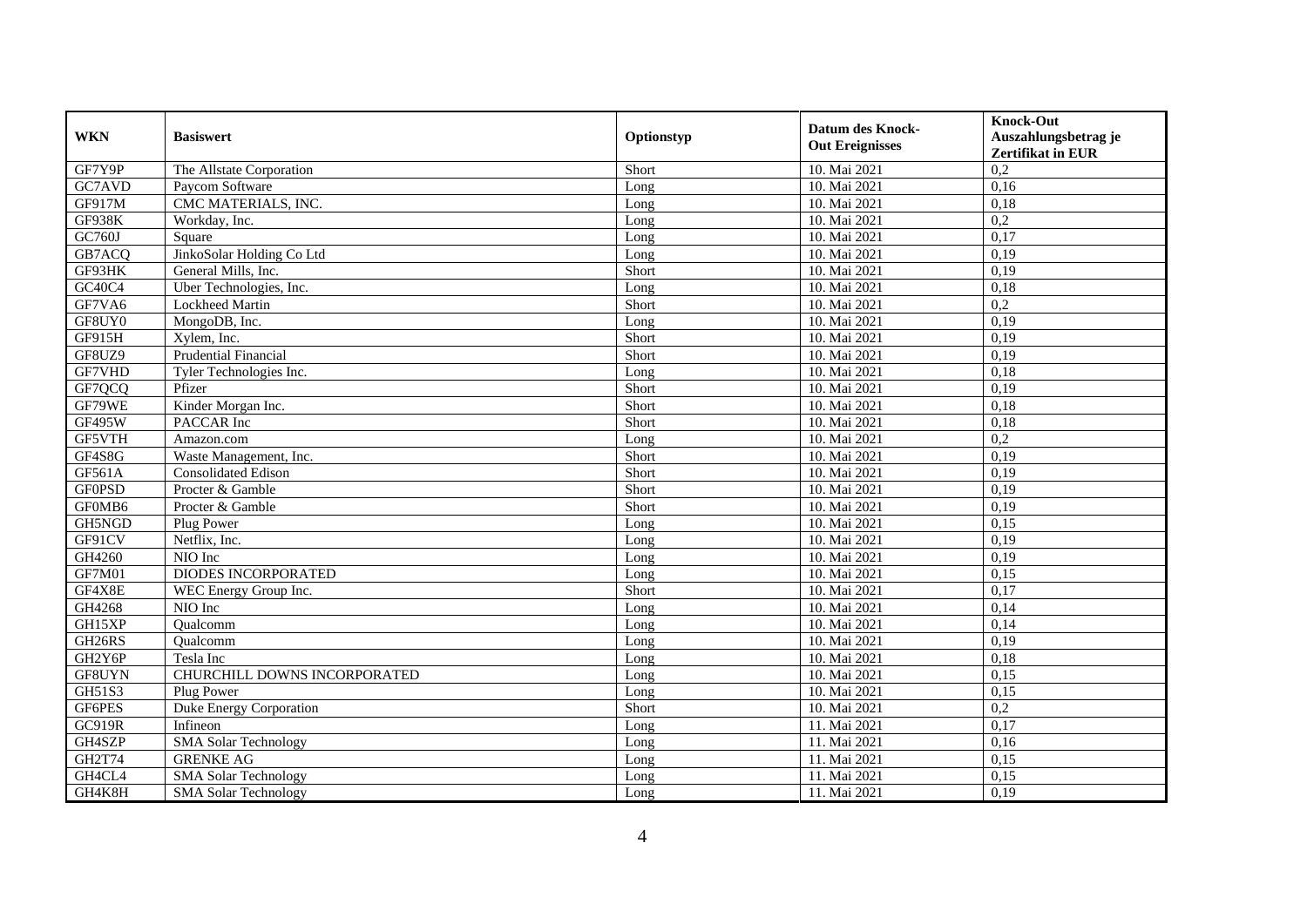| WKN | Basiswert | Optionstyp | Datum des Knock-Out Ereignisses | Knock-Out Auszahlungsbetrag je Zertifikat in EUR |
|---|---|---|---|---|
| GF7Y9P | The Allstate Corporation | Short | 10. Mai 2021 | 0,2 |
| GC7AVD | Paycom Software | Long | 10. Mai 2021 | 0,16 |
| GF917M | CMC MATERIALS, INC. | Long | 10. Mai 2021 | 0,18 |
| GF938K | Workday, Inc. | Long | 10. Mai 2021 | 0,2 |
| GC760J | Square | Long | 10. Mai 2021 | 0,17 |
| GB7ACQ | JinkoSolar Holding Co Ltd | Long | 10. Mai 2021 | 0,19 |
| GF93HK | General Mills, Inc. | Short | 10. Mai 2021 | 0,19 |
| GC40C4 | Uber Technologies, Inc. | Long | 10. Mai 2021 | 0,18 |
| GF7VA6 | Lockheed Martin | Short | 10. Mai 2021 | 0,2 |
| GF8UY0 | MongoDB, Inc. | Long | 10. Mai 2021 | 0,19 |
| GF915H | Xylem, Inc. | Short | 10. Mai 2021 | 0,19 |
| GF8UZ9 | Prudential Financial | Short | 10. Mai 2021 | 0,19 |
| GF7VHD | Tyler Technologies Inc. | Long | 10. Mai 2021 | 0,18 |
| GF7QCQ | Pfizer | Short | 10. Mai 2021 | 0,19 |
| GF79WE | Kinder Morgan Inc. | Short | 10. Mai 2021 | 0,18 |
| GF495W | PACCAR Inc | Short | 10. Mai 2021 | 0,18 |
| GF5VTH | Amazon.com | Long | 10. Mai 2021 | 0,2 |
| GF4S8G | Waste Management, Inc. | Short | 10. Mai 2021 | 0,19 |
| GF561A | Consolidated Edison | Short | 10. Mai 2021 | 0,19 |
| GF0PSD | Procter & Gamble | Short | 10. Mai 2021 | 0,19 |
| GF0MB6 | Procter & Gamble | Short | 10. Mai 2021 | 0,19 |
| GH5NGD | Plug Power | Long | 10. Mai 2021 | 0,15 |
| GF91CV | Netflix, Inc. | Long | 10. Mai 2021 | 0,19 |
| GH4260 | NIO Inc | Long | 10. Mai 2021 | 0,19 |
| GF7M01 | DIODES INCORPORATED | Long | 10. Mai 2021 | 0,15 |
| GF4X8E | WEC Energy Group Inc. | Short | 10. Mai 2021 | 0,17 |
| GH4268 | NIO Inc | Long | 10. Mai 2021 | 0,14 |
| GH15XP | Qualcomm | Long | 10. Mai 2021 | 0,14 |
| GH26RS | Qualcomm | Long | 10. Mai 2021 | 0,19 |
| GH2Y6P | Tesla Inc | Long | 10. Mai 2021 | 0,18 |
| GF8UYN | CHURCHILL DOWNS INCORPORATED | Long | 10. Mai 2021 | 0,15 |
| GH51S3 | Plug Power | Long | 10. Mai 2021 | 0,15 |
| GF6PES | Duke Energy Corporation | Short | 10. Mai 2021 | 0,2 |
| GC919R | Infineon | Long | 11. Mai 2021 | 0,17 |
| GH4SZP | SMA Solar Technology | Long | 11. Mai 2021 | 0,16 |
| GH2T74 | GRENKE AG | Long | 11. Mai 2021 | 0,15 |
| GH4CL4 | SMA Solar Technology | Long | 11. Mai 2021 | 0,15 |
| GH4K8H | SMA Solar Technology | Long | 11. Mai 2021 | 0,19 |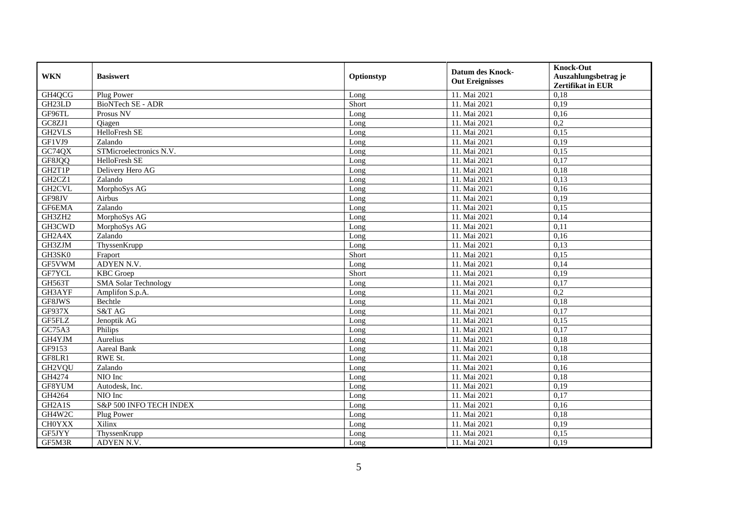| WKN | Basiswert | Optionstyp | Datum des Knock-Out Ereignisses | Knock-Out Auszahlungsbetrag je Zertifikat in EUR |
|---|---|---|---|---|
| GH4QCG | Plug Power | Long | 11. Mai 2021 | 0,18 |
| GH23LD | BioNTech SE - ADR | Short | 11. Mai 2021 | 0,19 |
| GF96TL | Prosus NV | Long | 11. Mai 2021 | 0,16 |
| GC8ZJ1 | Qiagen | Long | 11. Mai 2021 | 0,2 |
| GH2VLS | HelloFresh SE | Long | 11. Mai 2021 | 0,15 |
| GF1VJ9 | Zalando | Long | 11. Mai 2021 | 0,19 |
| GC74QX | STMicroelectronics N.V. | Long | 11. Mai 2021 | 0,15 |
| GF8JQQ | HelloFresh SE | Long | 11. Mai 2021 | 0,17 |
| GH2T1P | Delivery Hero AG | Long | 11. Mai 2021 | 0,18 |
| GH2CZ1 | Zalando | Long | 11. Mai 2021 | 0,13 |
| GH2CVL | MorphoSys AG | Long | 11. Mai 2021 | 0,16 |
| GF98JV | Airbus | Long | 11. Mai 2021 | 0,19 |
| GF6EMA | Zalando | Long | 11. Mai 2021 | 0,15 |
| GH3ZH2 | MorphoSys AG | Long | 11. Mai 2021 | 0,14 |
| GH3CWD | MorphoSys AG | Long | 11. Mai 2021 | 0,11 |
| GH2A4X | Zalando | Long | 11. Mai 2021 | 0,16 |
| GH3ZJM | ThyssenKrupp | Long | 11. Mai 2021 | 0,13 |
| GH3SK0 | Fraport | Short | 11. Mai 2021 | 0,15 |
| GF5VWM | ADYEN N.V. | Long | 11. Mai 2021 | 0,14 |
| GF7YCL | KBC Groep | Short | 11. Mai 2021 | 0,19 |
| GH563T | SMA Solar Technology | Long | 11. Mai 2021 | 0,17 |
| GH3AYF | Amplifon S.p.A. | Long | 11. Mai 2021 | 0,2 |
| GF8JWS | Bechtle | Long | 11. Mai 2021 | 0,18 |
| GF937X | S&T AG | Long | 11. Mai 2021 | 0,17 |
| GF5FLZ | Jenoptik AG | Long | 11. Mai 2021 | 0,15 |
| GC75A3 | Philips | Long | 11. Mai 2021 | 0,17 |
| GH4YJM | Aurelius | Long | 11. Mai 2021 | 0,18 |
| GF9153 | Aareal Bank | Long | 11. Mai 2021 | 0,18 |
| GF8LR1 | RWE St. | Long | 11. Mai 2021 | 0,18 |
| GH2VQU | Zalando | Long | 11. Mai 2021 | 0,16 |
| GH4274 | NIO Inc | Long | 11. Mai 2021 | 0,18 |
| GF8YUM | Autodesk, Inc. | Long | 11. Mai 2021 | 0,19 |
| GH4264 | NIO Inc | Long | 11. Mai 2021 | 0,17 |
| GH2A1S | S&P 500 INFO TECH INDEX | Long | 11. Mai 2021 | 0,16 |
| GH4W2C | Plug Power | Long | 11. Mai 2021 | 0,18 |
| CH0YXX | Xilinx | Long | 11. Mai 2021 | 0,19 |
| GF5JYY | ThyssenKrupp | Long | 11. Mai 2021 | 0,15 |
| GF5M3R | ADYEN N.V. | Long | 11. Mai 2021 | 0,19 |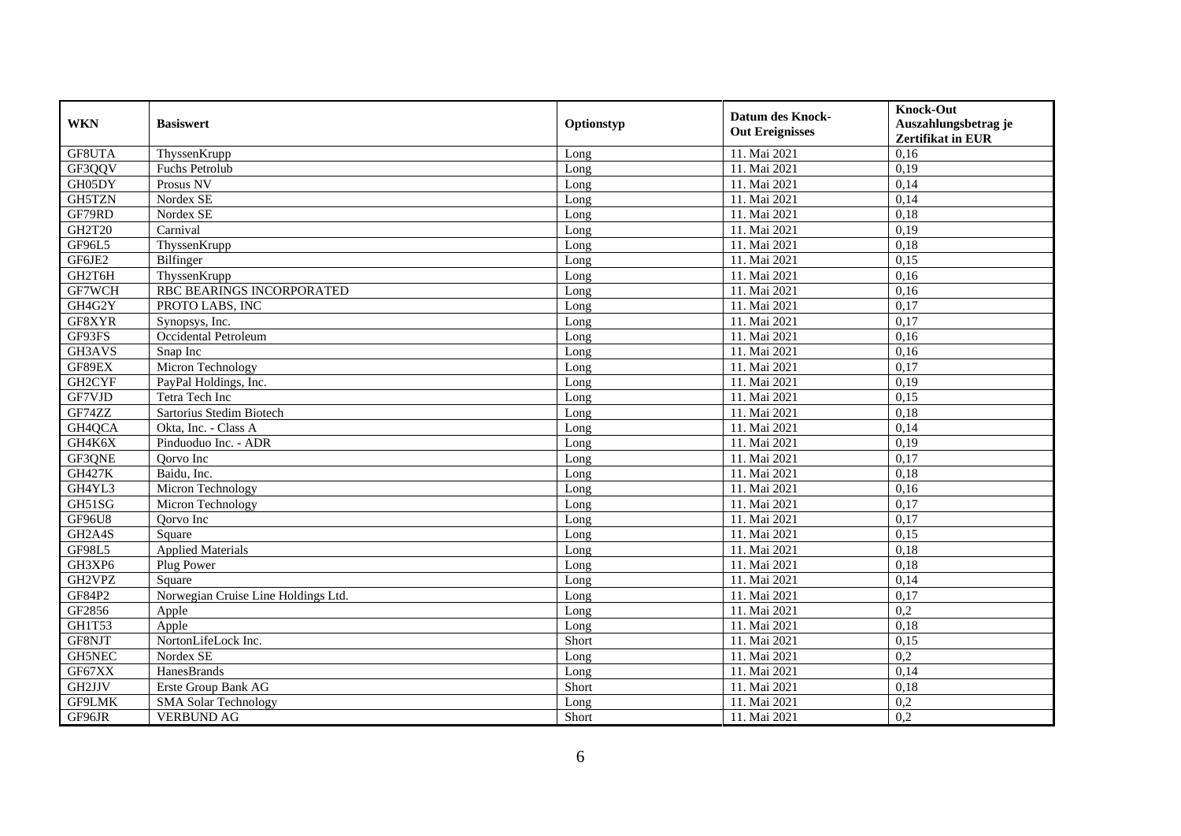| WKN | Basiswert | Optionstyp | Datum des Knock-Out Ereignisses | Knock-Out Auszahlungsbetrag je Zertifikat in EUR |
| --- | --- | --- | --- | --- |
| GF8UTA | ThyssenKrupp | Long | 11. Mai 2021 | 0,16 |
| GF3QQV | Fuchs Petrolub | Long | 11. Mai 2021 | 0,19 |
| GH05DY | Prosus NV | Long | 11. Mai 2021 | 0,14 |
| GH5TZN | Nordex SE | Long | 11. Mai 2021 | 0,14 |
| GF79RD | Nordex SE | Long | 11. Mai 2021 | 0,18 |
| GH2T20 | Carnival | Long | 11. Mai 2021 | 0,19 |
| GF96L5 | ThyssenKrupp | Long | 11. Mai 2021 | 0,18 |
| GF6JE2 | Bilfinger | Long | 11. Mai 2021 | 0,15 |
| GH2T6H | ThyssenKrupp | Long | 11. Mai 2021 | 0,16 |
| GF7WCH | RBC BEARINGS INCORPORATED | Long | 11. Mai 2021 | 0,16 |
| GH4G2Y | PROTO LABS, INC | Long | 11. Mai 2021 | 0,17 |
| GF8XYR | Synopsys, Inc. | Long | 11. Mai 2021 | 0,17 |
| GF93FS | Occidental Petroleum | Long | 11. Mai 2021 | 0,16 |
| GH3AVS | Snap Inc | Long | 11. Mai 2021 | 0,16 |
| GF89EX | Micron Technology | Long | 11. Mai 2021 | 0,17 |
| GH2CYF | PayPal Holdings, Inc. | Long | 11. Mai 2021 | 0,19 |
| GF7VJD | Tetra Tech Inc | Long | 11. Mai 2021 | 0,15 |
| GF74ZZ | Sartorius Stedim Biotech | Long | 11. Mai 2021 | 0,18 |
| GH4QCA | Okta, Inc. - Class A | Long | 11. Mai 2021 | 0,14 |
| GH4K6X | Pinduoduo Inc. - ADR | Long | 11. Mai 2021 | 0,19 |
| GF3QNE | Qorvo Inc | Long | 11. Mai 2021 | 0,17 |
| GH427K | Baidu, Inc. | Long | 11. Mai 2021 | 0,18 |
| GH4YL3 | Micron Technology | Long | 11. Mai 2021 | 0,16 |
| GH51SG | Micron Technology | Long | 11. Mai 2021 | 0,17 |
| GF96U8 | Qorvo Inc | Long | 11. Mai 2021 | 0,17 |
| GH2A4S | Square | Long | 11. Mai 2021 | 0,15 |
| GF98L5 | Applied Materials | Long | 11. Mai 2021 | 0,18 |
| GH3XP6 | Plug Power | Long | 11. Mai 2021 | 0,18 |
| GH2VPZ | Square | Long | 11. Mai 2021 | 0,14 |
| GF84P2 | Norwegian Cruise Line Holdings Ltd. | Long | 11. Mai 2021 | 0,17 |
| GF2856 | Apple | Long | 11. Mai 2021 | 0,2 |
| GH1T53 | Apple | Long | 11. Mai 2021 | 0,18 |
| GF8NJT | NortonLifeLock Inc. | Short | 11. Mai 2021 | 0,15 |
| GH5NEC | Nordex SE | Long | 11. Mai 2021 | 0,2 |
| GF67XX | HanesBrands | Long | 11. Mai 2021 | 0,14 |
| GH2JJV | Erste Group Bank AG | Short | 11. Mai 2021 | 0,18 |
| GF9LMK | SMA Solar Technology | Long | 11. Mai 2021 | 0,2 |
| GF96JR | VERBUND AG | Short | 11. Mai 2021 | 0,2 |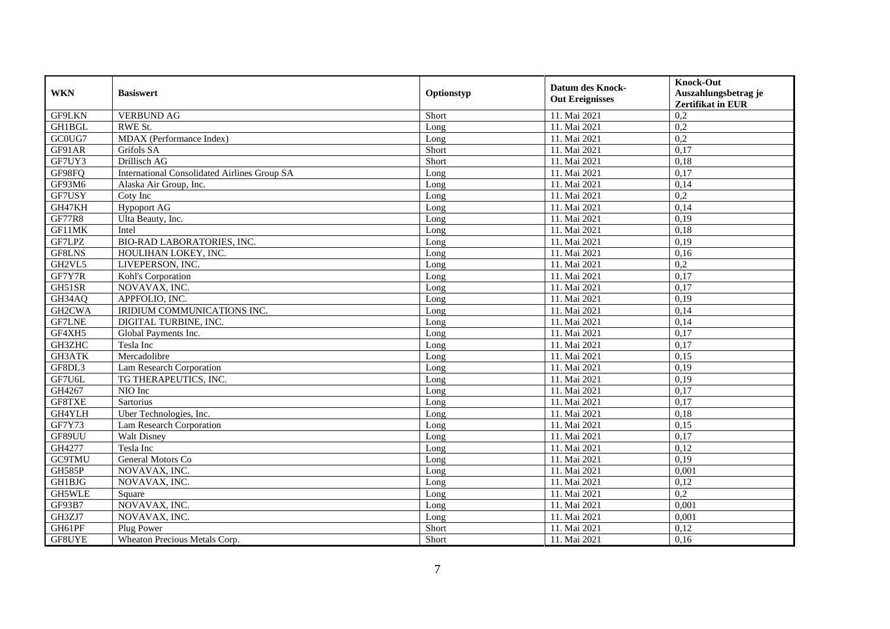| WKN | Basiswert | Optionstyp | Datum des Knock-Out Ereignisses | Knock-Out Auszahlungsbetrag je Zertifikat in EUR |
|---|---|---|---|---|
| GF9LKN | VERBUND AG | Short | 11. Mai 2021 | 0,2 |
| GH1BGL | RWE St. | Long | 11. Mai 2021 | 0,2 |
| GC0UG7 | MDAX (Performance Index) | Long | 11. Mai 2021 | 0,2 |
| GF91AR | Grifols SA | Short | 11. Mai 2021 | 0,17 |
| GF7UY3 | Drillisch AG | Short | 11. Mai 2021 | 0,18 |
| GF98FQ | International Consolidated Airlines Group SA | Long | 11. Mai 2021 | 0,17 |
| GF93M6 | Alaska Air Group, Inc. | Long | 11. Mai 2021 | 0,14 |
| GF7USY | Coty Inc | Long | 11. Mai 2021 | 0,2 |
| GH47KH | Hypoport AG | Long | 11. Mai 2021 | 0,14 |
| GF77R8 | Ulta Beauty, Inc. | Long | 11. Mai 2021 | 0,19 |
| GF11MK | Intel | Long | 11. Mai 2021 | 0,18 |
| GF7LPZ | BIO-RAD LABORATORIES, INC. | Long | 11. Mai 2021 | 0,19 |
| GF8LNS | HOULIHAN LOKEY, INC. | Long | 11. Mai 2021 | 0,16 |
| GH2VL5 | LIVEPERSON, INC. | Long | 11. Mai 2021 | 0,2 |
| GF7Y7R | Kohl's Corporation | Long | 11. Mai 2021 | 0,17 |
| GH51SR | NOVAVAX, INC. | Long | 11. Mai 2021 | 0,17 |
| GH34AQ | APPFOLIO, INC. | Long | 11. Mai 2021 | 0,19 |
| GH2CWA | IRIDIUM COMMUNICATIONS INC. | Long | 11. Mai 2021 | 0,14 |
| GF7LNE | DIGITAL TURBINE, INC. | Long | 11. Mai 2021 | 0,14 |
| GF4XH5 | Global Payments Inc. | Long | 11. Mai 2021 | 0,17 |
| GH3ZHC | Tesla Inc | Long | 11. Mai 2021 | 0,17 |
| GH3ATK | Mercadolibre | Long | 11. Mai 2021 | 0,15 |
| GF8DL3 | Lam Research Corporation | Long | 11. Mai 2021 | 0,19 |
| GF7U6L | TG THERAPEUTICS, INC. | Long | 11. Mai 2021 | 0,19 |
| GH4267 | NIO Inc | Long | 11. Mai 2021 | 0,17 |
| GF8TXE | Sartorius | Long | 11. Mai 2021 | 0,17 |
| GH4YLH | Uber Technologies, Inc. | Long | 11. Mai 2021 | 0,18 |
| GF7Y73 | Lam Research Corporation | Long | 11. Mai 2021 | 0,15 |
| GF89UU | Walt Disney | Long | 11. Mai 2021 | 0,17 |
| GH4277 | Tesla Inc | Long | 11. Mai 2021 | 0,12 |
| GC9TMU | General Motors Co | Long | 11. Mai 2021 | 0,19 |
| GH585P | NOVAVAX, INC. | Long | 11. Mai 2021 | 0,001 |
| GH1BJG | NOVAVAX, INC. | Long | 11. Mai 2021 | 0,12 |
| GH5WLE | Square | Long | 11. Mai 2021 | 0,2 |
| GF93B7 | NOVAVAX, INC. | Long | 11. Mai 2021 | 0,001 |
| GH3ZJ7 | NOVAVAX, INC. | Long | 11. Mai 2021 | 0,001 |
| GH61PF | Plug Power | Short | 11. Mai 2021 | 0,12 |
| GF8UYE | Wheaton Precious Metals Corp. | Short | 11. Mai 2021 | 0,16 |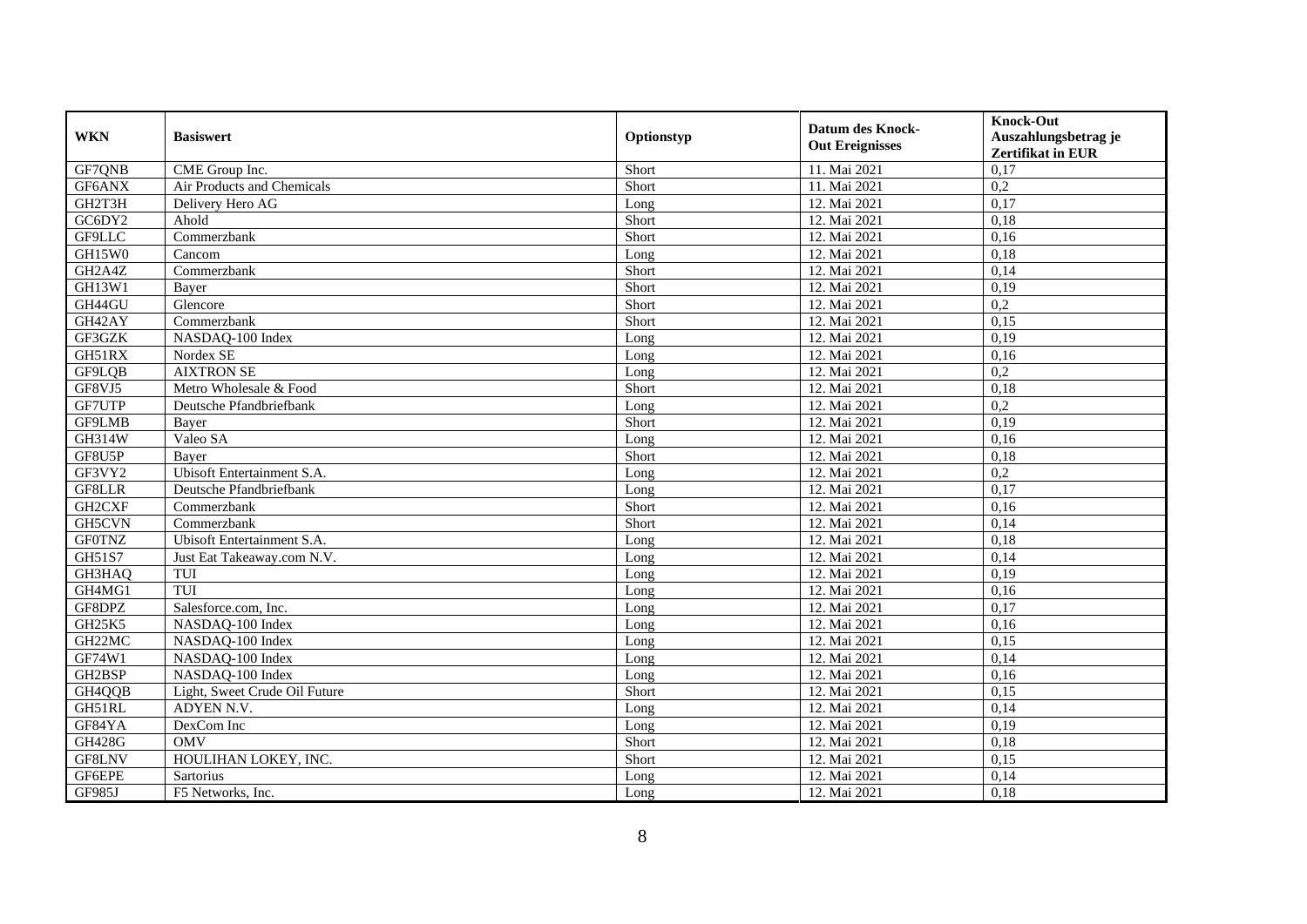| WKN | Basiswert | Optionstyp | Datum des Knock-Out Ereignisses | Knock-Out Auszahlungsbetrag je Zertifikat in EUR |
|---|---|---|---|---|
| GF7QNB | CME Group Inc. | Short | 11. Mai 2021 | 0,17 |
| GF6ANX | Air Products and Chemicals | Short | 11. Mai 2021 | 0,2 |
| GH2T3H | Delivery Hero AG | Long | 12. Mai 2021 | 0,17 |
| GC6DY2 | Ahold | Short | 12. Mai 2021 | 0,18 |
| GF9LLC | Commerzbank | Short | 12. Mai 2021 | 0,16 |
| GH15W0 | Cancom | Long | 12. Mai 2021 | 0,18 |
| GH2A4Z | Commerzbank | Short | 12. Mai 2021 | 0,14 |
| GH13W1 | Bayer | Short | 12. Mai 2021 | 0,19 |
| GH44GU | Glencore | Short | 12. Mai 2021 | 0,2 |
| GH42AY | Commerzbank | Short | 12. Mai 2021 | 0,15 |
| GF3GZK | NASDAQ-100 Index | Long | 12. Mai 2021 | 0,19 |
| GH51RX | Nordex SE | Long | 12. Mai 2021 | 0,16 |
| GF9LQB | AIXTRON SE | Long | 12. Mai 2021 | 0,2 |
| GF8VJ5 | Metro Wholesale & Food | Short | 12. Mai 2021 | 0,18 |
| GF7UTP | Deutsche Pfandbriefbank | Long | 12. Mai 2021 | 0,2 |
| GF9LMB | Bayer | Short | 12. Mai 2021 | 0,19 |
| GH314W | Valeo SA | Long | 12. Mai 2021 | 0,16 |
| GF8U5P | Bayer | Short | 12. Mai 2021 | 0,18 |
| GF3VY2 | Ubisoft Entertainment S.A. | Long | 12. Mai 2021 | 0,2 |
| GF8LLR | Deutsche Pfandbriefbank | Long | 12. Mai 2021 | 0,17 |
| GH2CXF | Commerzbank | Short | 12. Mai 2021 | 0,16 |
| GH5CVN | Commerzbank | Short | 12. Mai 2021 | 0,14 |
| GF0TNZ | Ubisoft Entertainment S.A. | Long | 12. Mai 2021 | 0,18 |
| GH51S7 | Just Eat Takeaway.com N.V. | Long | 12. Mai 2021 | 0,14 |
| GH3HAQ | TUI | Long | 12. Mai 2021 | 0,19 |
| GH4MG1 | TUI | Long | 12. Mai 2021 | 0,16 |
| GF8DPZ | Salesforce.com, Inc. | Long | 12. Mai 2021 | 0,17 |
| GH25K5 | NASDAQ-100 Index | Long | 12. Mai 2021 | 0,16 |
| GH22MC | NASDAQ-100 Index | Long | 12. Mai 2021 | 0,15 |
| GF74W1 | NASDAQ-100 Index | Long | 12. Mai 2021 | 0,14 |
| GH2BSP | NASDAQ-100 Index | Long | 12. Mai 2021 | 0,16 |
| GH4QQB | Light, Sweet Crude Oil Future | Short | 12. Mai 2021 | 0,15 |
| GH51RL | ADYEN N.V. | Long | 12. Mai 2021 | 0,14 |
| GF84YA | DexCom Inc | Long | 12. Mai 2021 | 0,19 |
| GH428G | OMV | Short | 12. Mai 2021 | 0,18 |
| GF8LNV | HOULIHAN LOKEY, INC. | Short | 12. Mai 2021 | 0,15 |
| GF6EPE | Sartorius | Long | 12. Mai 2021 | 0,14 |
| GF985J | F5 Networks, Inc. | Long | 12. Mai 2021 | 0,18 |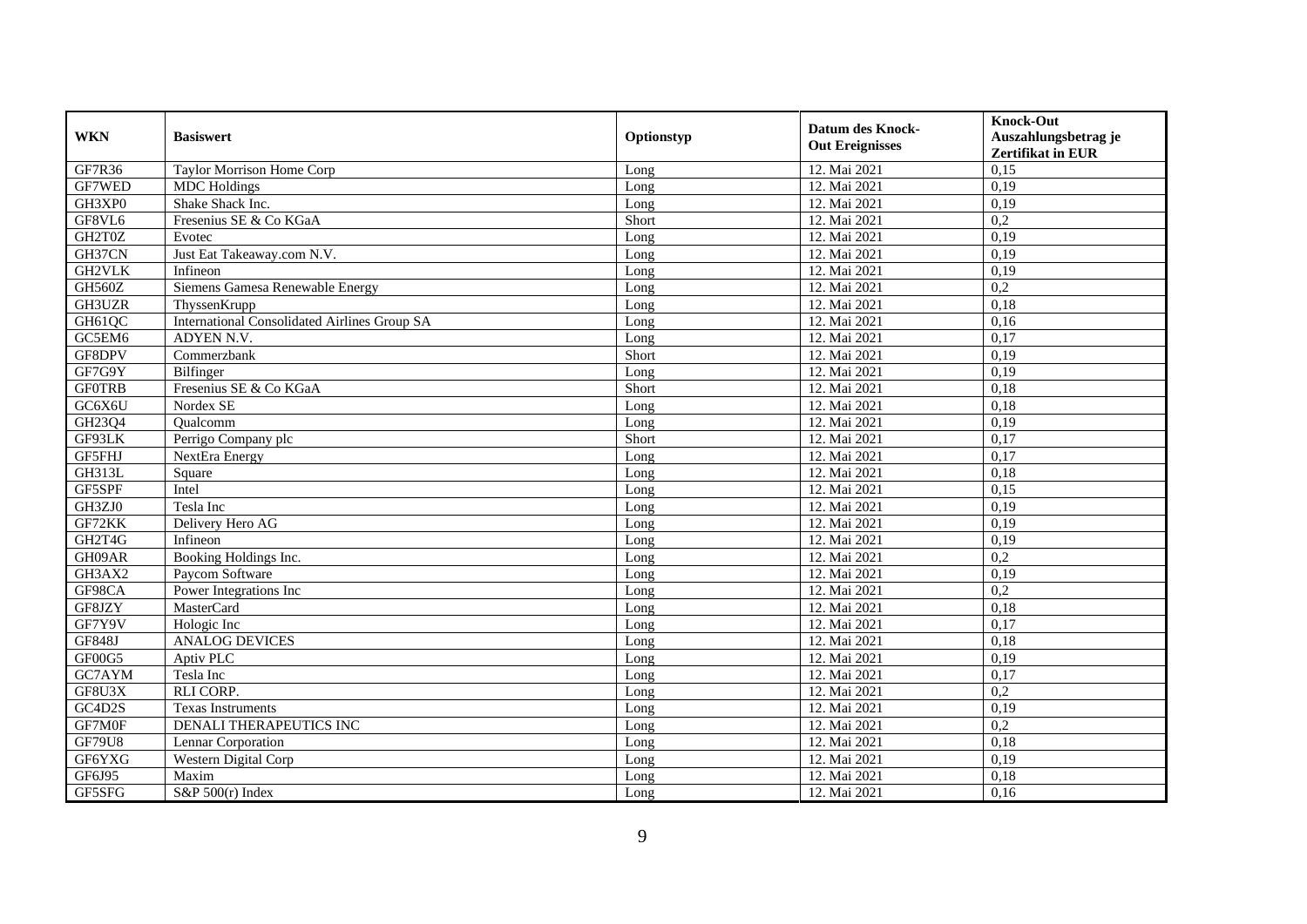| WKN | Basiswert | Optionstyp | Datum des Knock-Out Ereignisses | Knock-Out Auszahlungsbetrag je Zertifikat in EUR |
|---|---|---|---|---|
| GF7R36 | Taylor Morrison Home Corp | Long | 12. Mai 2021 | 0,15 |
| GF7WED | MDC Holdings | Long | 12. Mai 2021 | 0,19 |
| GH3XP0 | Shake Shack Inc. | Long | 12. Mai 2021 | 0,19 |
| GF8VL6 | Fresenius SE & Co KGaA | Short | 12. Mai 2021 | 0,2 |
| GH2T0Z | Evotec | Long | 12. Mai 2021 | 0,19 |
| GH37CN | Just Eat Takeaway.com N.V. | Long | 12. Mai 2021 | 0,19 |
| GH2VLK | Infineon | Long | 12. Mai 2021 | 0,19 |
| GH560Z | Siemens Gamesa Renewable Energy | Long | 12. Mai 2021 | 0,2 |
| GH3UZR | ThyssenKrupp | Long | 12. Mai 2021 | 0,18 |
| GH61QC | International Consolidated Airlines Group SA | Long | 12. Mai 2021 | 0,16 |
| GC5EM6 | ADYEN N.V. | Long | 12. Mai 2021 | 0,17 |
| GF8DPV | Commerzbank | Short | 12. Mai 2021 | 0,19 |
| GF7G9Y | Bilfinger | Long | 12. Mai 2021 | 0,19 |
| GF0TRB | Fresenius SE & Co KGaA | Short | 12. Mai 2021 | 0,18 |
| GC6X6U | Nordex SE | Long | 12. Mai 2021 | 0,18 |
| GH23Q4 | Qualcomm | Long | 12. Mai 2021 | 0,19 |
| GF93LK | Perrigo Company plc | Short | 12. Mai 2021 | 0,17 |
| GF5FHJ | NextEra Energy | Long | 12. Mai 2021 | 0,17 |
| GH313L | Square | Long | 12. Mai 2021 | 0,18 |
| GF5SPF | Intel | Long | 12. Mai 2021 | 0,15 |
| GH3ZJ0 | Tesla Inc | Long | 12. Mai 2021 | 0,19 |
| GF72KK | Delivery Hero AG | Long | 12. Mai 2021 | 0,19 |
| GH2T4G | Infineon | Long | 12. Mai 2021 | 0,19 |
| GH09AR | Booking Holdings Inc. | Long | 12. Mai 2021 | 0,2 |
| GH3AX2 | Paycom Software | Long | 12. Mai 2021 | 0,19 |
| GF98CA | Power Integrations Inc | Long | 12. Mai 2021 | 0,2 |
| GF8JZY | MasterCard | Long | 12. Mai 2021 | 0,18 |
| GF7Y9V | Hologic Inc | Long | 12. Mai 2021 | 0,17 |
| GF848J | ANALOG DEVICES | Long | 12. Mai 2021 | 0,18 |
| GF00G5 | Aptiv PLC | Long | 12. Mai 2021 | 0,19 |
| GC7AYM | Tesla Inc | Long | 12. Mai 2021 | 0,17 |
| GF8U3X | RLI CORP. | Long | 12. Mai 2021 | 0,2 |
| GC4D2S | Texas Instruments | Long | 12. Mai 2021 | 0,19 |
| GF7M0F | DENALI THERAPEUTICS INC | Long | 12. Mai 2021 | 0,2 |
| GF79U8 | Lennar Corporation | Long | 12. Mai 2021 | 0,18 |
| GF6YXG | Western Digital Corp | Long | 12. Mai 2021 | 0,19 |
| GF6J95 | Maxim | Long | 12. Mai 2021 | 0,18 |
| GF5SFG | S&P 500(r) Index | Long | 12. Mai 2021 | 0,16 |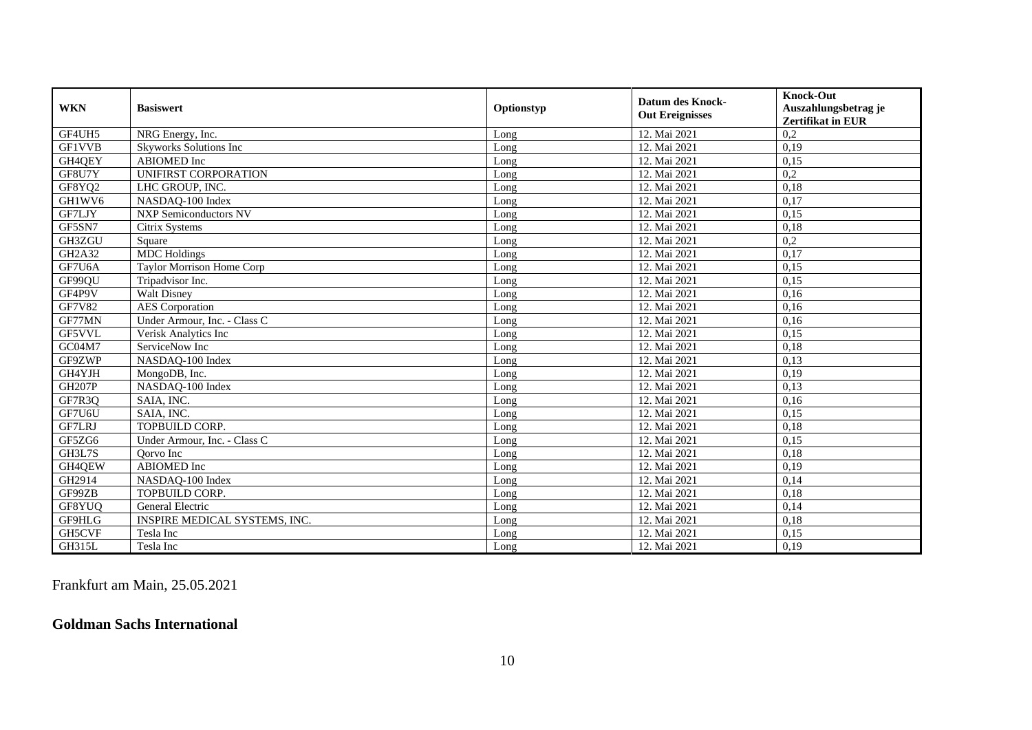| WKN | Basiswert | Optionstyp | Datum des Knock-Out Ereignisses | Knock-Out Auszahlungsbetrag je Zertifikat in EUR |
|---|---|---|---|---|
| GF4UH5 | NRG Energy, Inc. | Long | 12. Mai 2021 | 0,2 |
| GF1VVB | Skyworks Solutions Inc | Long | 12. Mai 2021 | 0,19 |
| GH4QEY | ABIOMED Inc | Long | 12. Mai 2021 | 0,15 |
| GF8U7Y | UNIFIRST CORPORATION | Long | 12. Mai 2021 | 0,2 |
| GF8YQ2 | LHC GROUP, INC. | Long | 12. Mai 2021 | 0,18 |
| GH1WV6 | NASDAQ-100 Index | Long | 12. Mai 2021 | 0,17 |
| GF7LJY | NXP Semiconductors NV | Long | 12. Mai 2021 | 0,15 |
| GF5SN7 | Citrix Systems | Long | 12. Mai 2021 | 0,18 |
| GH3ZGU | Square | Long | 12. Mai 2021 | 0,2 |
| GH2A32 | MDC Holdings | Long | 12. Mai 2021 | 0,17 |
| GF7U6A | Taylor Morrison Home Corp | Long | 12. Mai 2021 | 0,15 |
| GF99QU | Tripadvisor Inc. | Long | 12. Mai 2021 | 0,15 |
| GF4P9V | Walt Disney | Long | 12. Mai 2021 | 0,16 |
| GF7V82 | AES Corporation | Long | 12. Mai 2021 | 0,16 |
| GF77MN | Under Armour, Inc. - Class C | Long | 12. Mai 2021 | 0,16 |
| GF5VVL | Verisk Analytics Inc | Long | 12. Mai 2021 | 0,15 |
| GC04M7 | ServiceNow Inc | Long | 12. Mai 2021 | 0,18 |
| GF9ZWP | NASDAQ-100 Index | Long | 12. Mai 2021 | 0,13 |
| GH4YJH | MongoDB, Inc. | Long | 12. Mai 2021 | 0,19 |
| GH207P | NASDAQ-100 Index | Long | 12. Mai 2021 | 0,13 |
| GF7R3Q | SAIA, INC. | Long | 12. Mai 2021 | 0,16 |
| GF7U6U | SAIA, INC. | Long | 12. Mai 2021 | 0,15 |
| GF7LRJ | TOPBUILD CORP. | Long | 12. Mai 2021 | 0,18 |
| GF5ZG6 | Under Armour, Inc. - Class C | Long | 12. Mai 2021 | 0,15 |
| GH3L7S | Qorvo Inc | Long | 12. Mai 2021 | 0,18 |
| GH4QEW | ABIOMED Inc | Long | 12. Mai 2021 | 0,19 |
| GH2914 | NASDAQ-100 Index | Long | 12. Mai 2021 | 0,14 |
| GF99ZB | TOPBUILD CORP. | Long | 12. Mai 2021 | 0,18 |
| GF8YUQ | General Electric | Long | 12. Mai 2021 | 0,14 |
| GF9HLG | INSPIRE MEDICAL SYSTEMS, INC. | Long | 12. Mai 2021 | 0,18 |
| GH5CVF | Tesla Inc | Long | 12. Mai 2021 | 0,15 |
| GH315L | Tesla Inc | Long | 12. Mai 2021 | 0,19 |

Frankfurt am Main, 25.05.2021

**Goldman Sachs International**